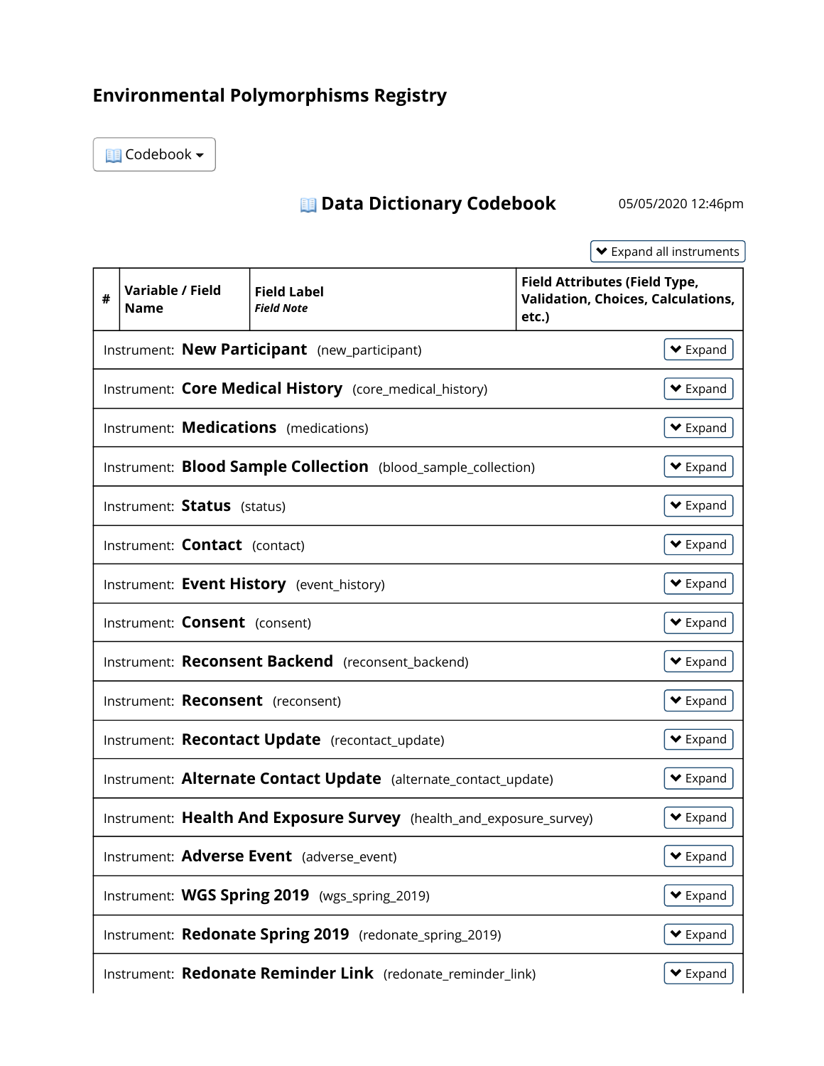# Environmental Polymorphisms Registry

Codebook

## Data Dictionary Codebook

05/05/2020 12:46pm

Expand all instruments

| # | Variable / Field Name | Field Label *Field Note* | Field Attributes (Field Type, Validation, Choices, Calculations, etc.) |
|---|---|---|---|
| Instrument: **New Participant** (new_participant) | | | Expand |
| Instrument: **Core Medical History** (core_medical_history) | | | Expand |
| Instrument: **Medications** (medications) | | | Expand |
| Instrument: **Blood Sample Collection** (blood_sample_collection) | | | Expand |
| Instrument: **Status** (status) | | | Expand |
| Instrument: **Contact** (contact) | | | Expand |
| Instrument: **Event History** (event_history) | | | Expand |
| Instrument: **Consent** (consent) | | | Expand |
| Instrument: **Reconsent Backend** (reconsent_backend) | | | Expand |
| Instrument: **Reconsent** (reconsent) | | | Expand |
| Instrument: **Recontact Update** (recontact_update) | | | Expand |
| Instrument: **Alternate Contact Update** (alternate_contact_update) | | | Expand |
| Instrument: **Health And Exposure Survey** (health_and_exposure_survey) | | | Expand |
| Instrument: **Adverse Event** (adverse_event) | | | Expand |
| Instrument: **WGS Spring 2019** (wgs_spring_2019) | | | Expand |
| Instrument: **Redonate Spring 2019** (redonate_spring_2019) | | | Expand |
| Instrument: **Redonate Reminder Link** (redonate_reminder_link) | | | Expand |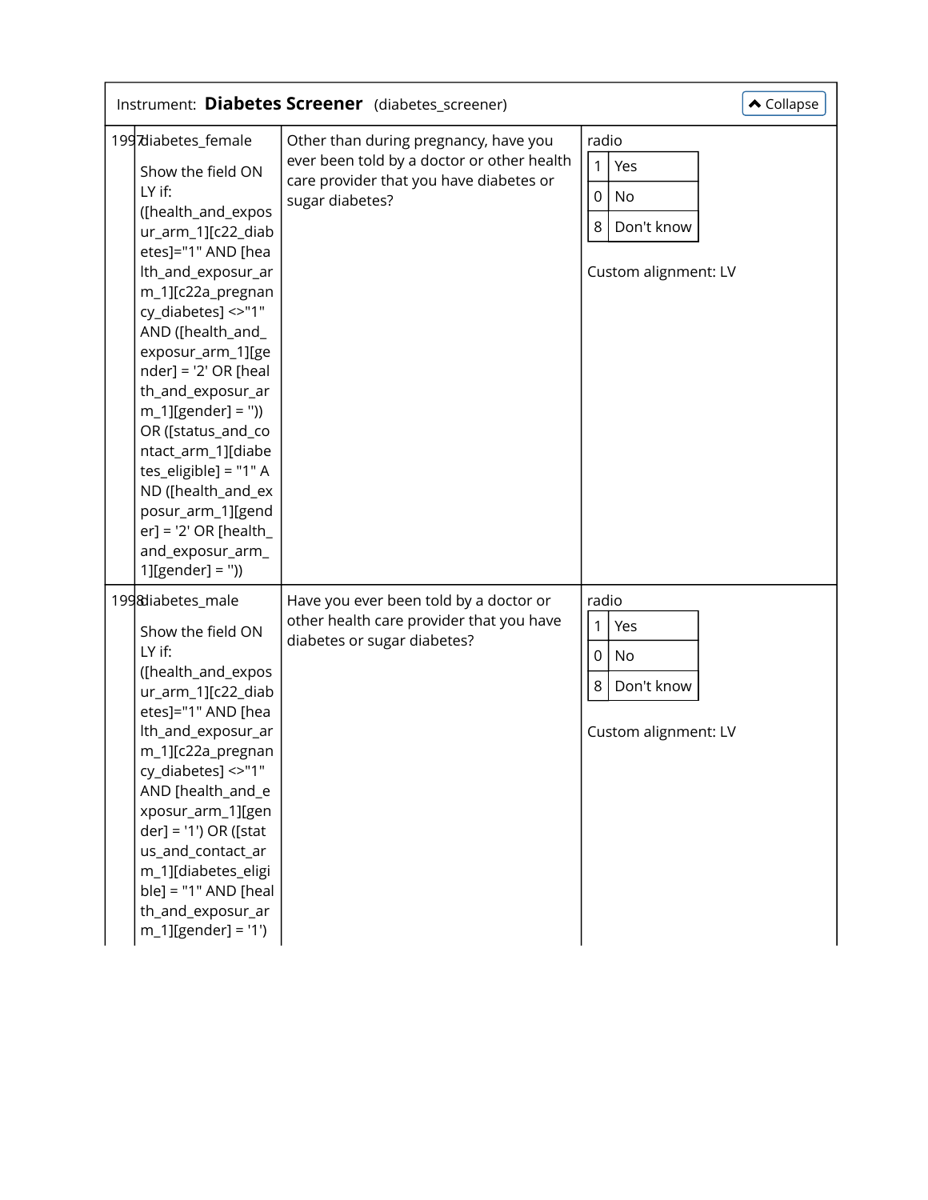Instrument: **Diabetes Screener** (diabetes_screener)

| # | Variable / Field Name | Field Label | Field Attributes |
|---|---|---|---|
| 1997 | diabetes_female<br><br>Show the field ONLY if:<br>([health_and_exposur_arm_1][c22_diabetes]="1" AND [health_and_exposur_arm_1][c22a_pregnancy_diabetes] <>"1" AND ([health_and_exposur_arm_1][gender] = '2' OR [health_and_exposur_arm_1][gender] = '')) OR ([status_and_contact_arm_1][diabetes_eligible] = "1" AND ([health_and_exposur_arm_1][gender] = '2' OR [health_and_exposur_arm_1][gender] = '')) | Other than during pregnancy, have you ever been told by a doctor or other health care provider that you have diabetes or sugar diabetes? | radio<br>1 Yes<br>0 No<br>8 Don't know<br><br>Custom alignment: LV |
| 1998 | diabetes_male<br><br>Show the field ONLY if:<br>([health_and_exposur_arm_1][c22_diabetes]="1" AND [health_and_exposur_arm_1][c22a_pregnancy_diabetes] <>"1" AND [health_and_exposur_arm_1][gender] = '1') OR ([status_and_contact_arm_1][diabetes_eligible] = "1" AND [health_and_exposur_arm_1][gender] = '1') | Have you ever been told by a doctor or other health care provider that you have diabetes or sugar diabetes? | radio<br>1 Yes<br>0 No<br>8 Don't know<br><br>Custom alignment: LV |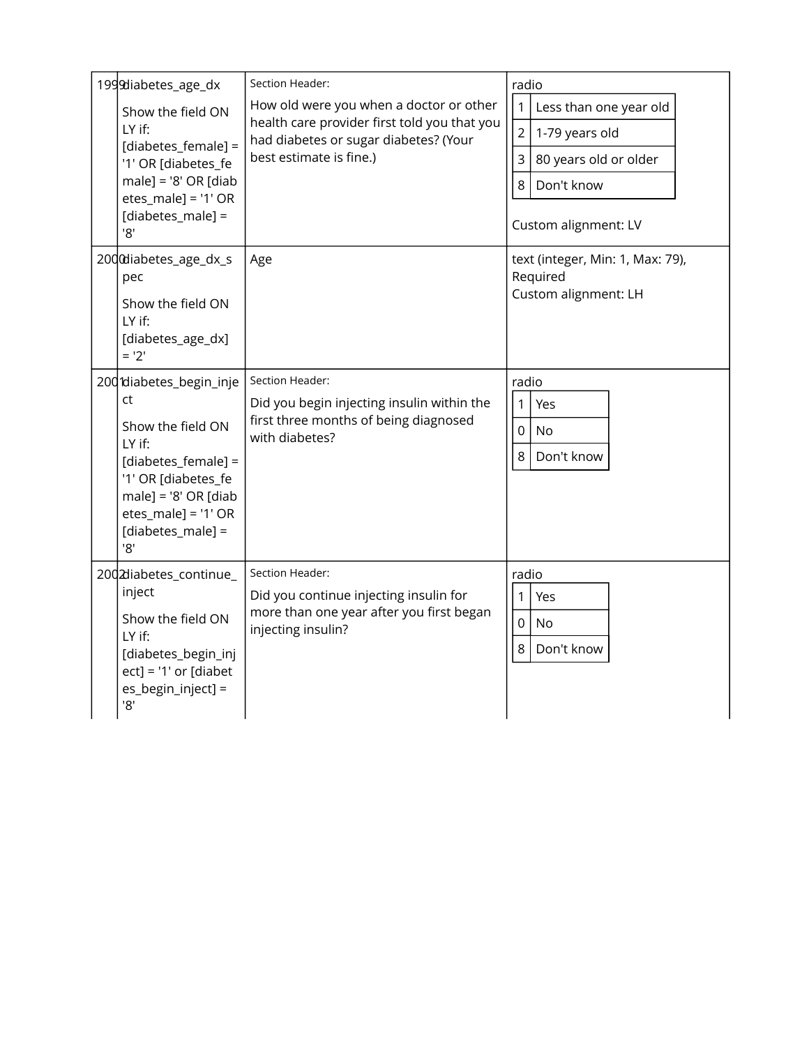| # | Variable / Field Name | Field Label | Field Attributes |
|---|---|---|---|
| 1999 | diabetes_age_dx<br><br>Show the field ONLY if:<br>[diabetes_female] = '1' OR [diabetes_female] = '8' OR [diabetes_male] = '1' OR [diabetes_male] = '8' | Section Header:<br><br>How old were you when a doctor or other health care provider first told you that you had diabetes or sugar diabetes? (Your best estimate is fine.) | radio<br>1 Less than one year old<br>2 1-79 years old<br>3 80 years old or older<br>8 Don't know<br><br>Custom alignment: LV |
| 2000 | diabetes_age_dx_spec<br><br>Show the field ONLY if:<br>[diabetes_age_dx] = '2' | Age | text (integer, Min: 1, Max: 79), Required<br>Custom alignment: LH |
| 2001 | diabetes_begin_inject<br><br>Show the field ONLY if:<br>[diabetes_female] = '1' OR [diabetes_female] = '8' OR [diabetes_male] = '1' OR [diabetes_male] = '8' | Section Header:<br><br>Did you begin injecting insulin within the first three months of being diagnosed with diabetes? | radio<br>1 Yes<br>0 No<br>8 Don't know |
| 2002 | diabetes_continue_inject<br><br>Show the field ONLY if:<br>[diabetes_begin_inject] = '1' or [diabetes_begin_inject] = '8' | Section Header:<br><br>Did you continue injecting insulin for more than one year after you first began injecting insulin? | radio<br>1 Yes<br>0 No<br>8 Don't know |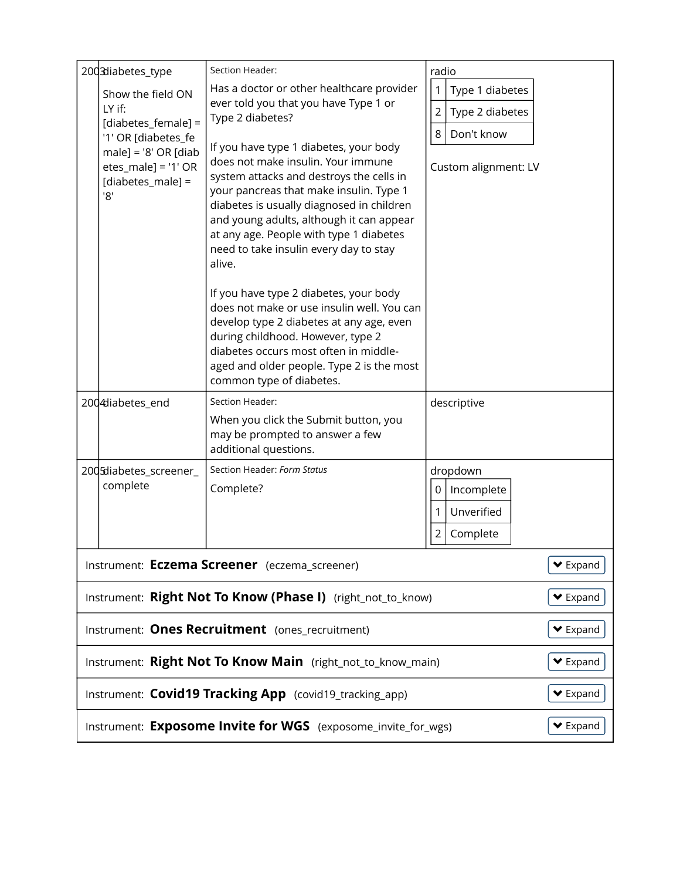| | | | |
|---|---|---|---|
| 2003 | diabetes_type<br><br>Show the field ONLY if:<br>[diabetes_female] = '1' OR [diabetes_female] = '8' OR [diabetes_male] = '1' OR [diabetes_male] = '8' | Section Header:<br>Has a doctor or other healthcare provider ever told you that you have Type 1 or Type 2 diabetes?<br><br>If you have type 1 diabetes, your body does not make insulin. Your immune system attacks and destroys the cells in your pancreas that make insulin. Type 1 diabetes is usually diagnosed in children and young adults, although it can appear at any age. People with type 1 diabetes need to take insulin every day to stay alive.<br><br>If you have type 2 diabetes, your body does not make or use insulin well. You can develop type 2 diabetes at any age, even during childhood. However, type 2 diabetes occurs most often in middle-aged and older people. Type 2 is the most common type of diabetes. | radio<br>1 Type 1 diabetes<br>2 Type 2 diabetes<br>8 Don't know<br><br>Custom alignment: LV |
| 2004 | diabetes_end | Section Header:<br>When you click the Submit button, you may be prompted to answer a few additional questions. | descriptive |
| 2005 | diabetes_screener_complete | Section Header: *Form Status*<br>Complete? | dropdown<br>0 Incomplete<br>1 Unverified<br>2 Complete |

Instrument: **Eczema Screener** (eczema_screener) Expand

Instrument: **Right Not To Know (Phase I)** (right_not_to_know) Expand

Instrument: **Ones Recruitment** (ones_recruitment) Expand

Instrument: **Right Not To Know Main** (right_not_to_know_main) Expand

Instrument: **Covid19 Tracking App** (covid19_tracking_app) Expand

Instrument: **Exposome Invite for WGS** (exposome_invite_for_wgs) Expand